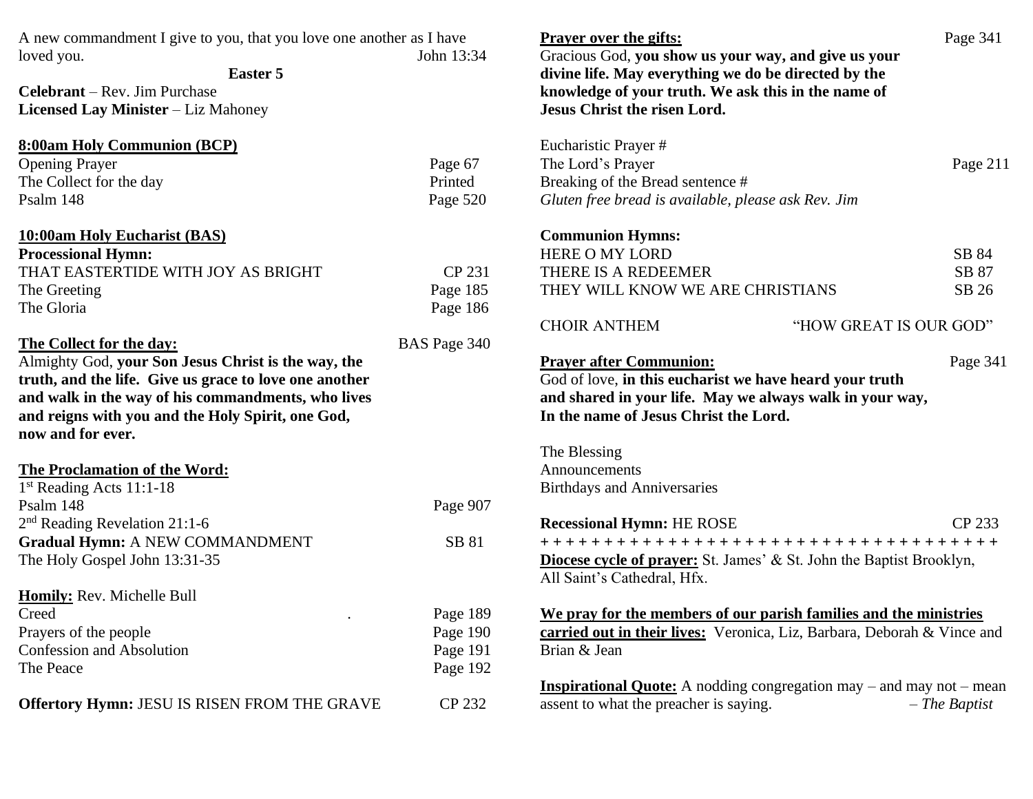A new commandment I give to you, that you love one another as I have loved you. John 13:34

**Easter 5**

**Celebrant** – Rev. Jim Purchase
**Licensed Lay Minister** – Liz Mahoney

**8:00am Holy Communion (BCP)**

| | |
|---|---|
| Opening Prayer | Page 67 |
| The Collect for the day | Printed |
| Psalm 148 | Page 520 |

**10:00am Holy Eucharist (BAS)**

**Processional Hymn:**

| | |
|---|---|
| THAT EASTERTIDE WITH JOY AS BRIGHT | CP 231 |
| The Greeting | Page 185 |
| The Gloria | Page 186 |

**The Collect for the day:** BAS Page 340

Almighty God, **your Son Jesus Christ is the way, the truth, and the life. Give us grace to love one another and walk in the way of his commandments, who lives and reigns with you and the Holy Spirit, one God, now and for ever.**

**The Proclamation of the Word:**

| | |
|---|---|
| 1st Reading Acts 11:1-18 | |
| Psalm 148 | Page 907 |
| 2nd Reading Revelation 21:1-6 | |
| **Gradual Hymn:** A NEW COMMANDMENT | SB 81 |
| The Holy Gospel John 13:31-35 | |

**Homily:** Rev. Michelle Bull

| | |
|---|---|
| Creed | Page 189 |
| Prayers of the people | Page 190 |
| Confession and Absolution | Page 191 |
| The Peace | Page 192 |

**Offertory Hymn:** JESU IS RISEN FROM THE GRAVE CP 232

**Prayer over the gifts:** Page 341

Gracious God, **you show us your way, and give us your divine life. May everything we do be directed by the knowledge of your truth. We ask this in the name of Jesus Christ the risen Lord.**

| | |
|---|---|
| Eucharistic Prayer # | |
| The Lord's Prayer | Page 211 |
| Breaking of the Bread sentence # | |

*Gluten free bread is available, please ask Rev. Jim*

**Communion Hymns:**

| | |
|---|---|
| HERE O MY LORD | SB 84 |
| THERE IS A REDEEMER | SB 87 |
| THEY WILL KNOW WE ARE CHRISTIANS | SB 26 |

CHOIR ANTHEM "HOW GREAT IS OUR GOD"

**Prayer after Communion:** Page 341

God of love, **in this eucharist we have heard your truth and shared in your life. May we always walk in your way, In the name of Jesus Christ the Lord.**

The Blessing
Announcements
Birthdays and Anniversaries

**Recessional Hymn:** HE ROSE CP 233

+ + + + + + + + + + + + + + + + + + + + + + + + + + + + + + + + + + + + + +

**Diocese cycle of prayer:** St. James' & St. John the Baptist Brooklyn, All Saint's Cathedral, Hfx.

**We pray for the members of our parish families and the ministries carried out in their lives:** Veronica, Liz, Barbara, Deborah & Vince and Brian & Jean

**Inspirational Quote:** A nodding congregation may – and may not – mean assent to what the preacher is saying. – *The Baptist*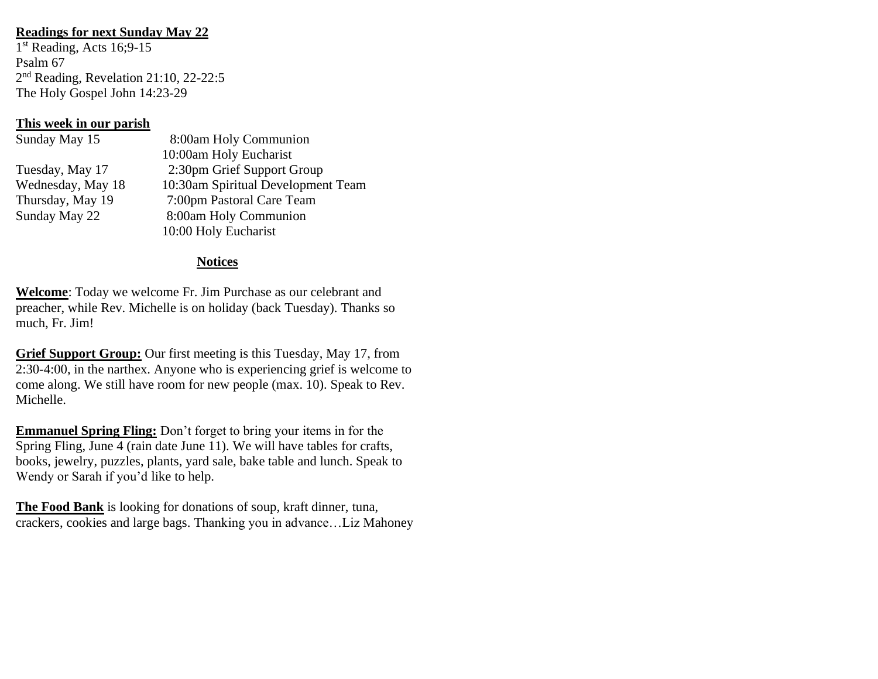**Readings for next Sunday May 22**

1st Reading, Acts 16;9-15
Psalm 67
2nd Reading, Revelation 21:10, 22-22:5
The Holy Gospel John 14:23-29

**This week in our parish**

| | |
|---|---|
| Sunday May 15 | 8:00am Holy Communion |
| | 10:00am Holy Eucharist |
| Tuesday, May 17 | 2:30pm Grief Support Group |
| Wednesday, May 18 | 10:30am Spiritual Development Team |
| Thursday, May 19 | 7:00pm Pastoral Care Team |
| Sunday May 22 | 8:00am Holy Communion |
| | 10:00 Holy Eucharist |

## Notices

**Welcome**: Today we welcome Fr. Jim Purchase as our celebrant and preacher, while Rev. Michelle is on holiday (back Tuesday). Thanks so much, Fr. Jim!

**Grief Support Group:** Our first meeting is this Tuesday, May 17, from 2:30-4:00, in the narthex. Anyone who is experiencing grief is welcome to come along. We still have room for new people (max. 10). Speak to Rev. Michelle.

**Emmanuel Spring Fling:** Don't forget to bring your items in for the Spring Fling, June 4 (rain date June 11). We will have tables for crafts, books, jewelry, puzzles, plants, yard sale, bake table and lunch. Speak to Wendy or Sarah if you'd like to help.

**The Food Bank** is looking for donations of soup, kraft dinner, tuna, crackers, cookies and large bags. Thanking you in advance…Liz Mahoney